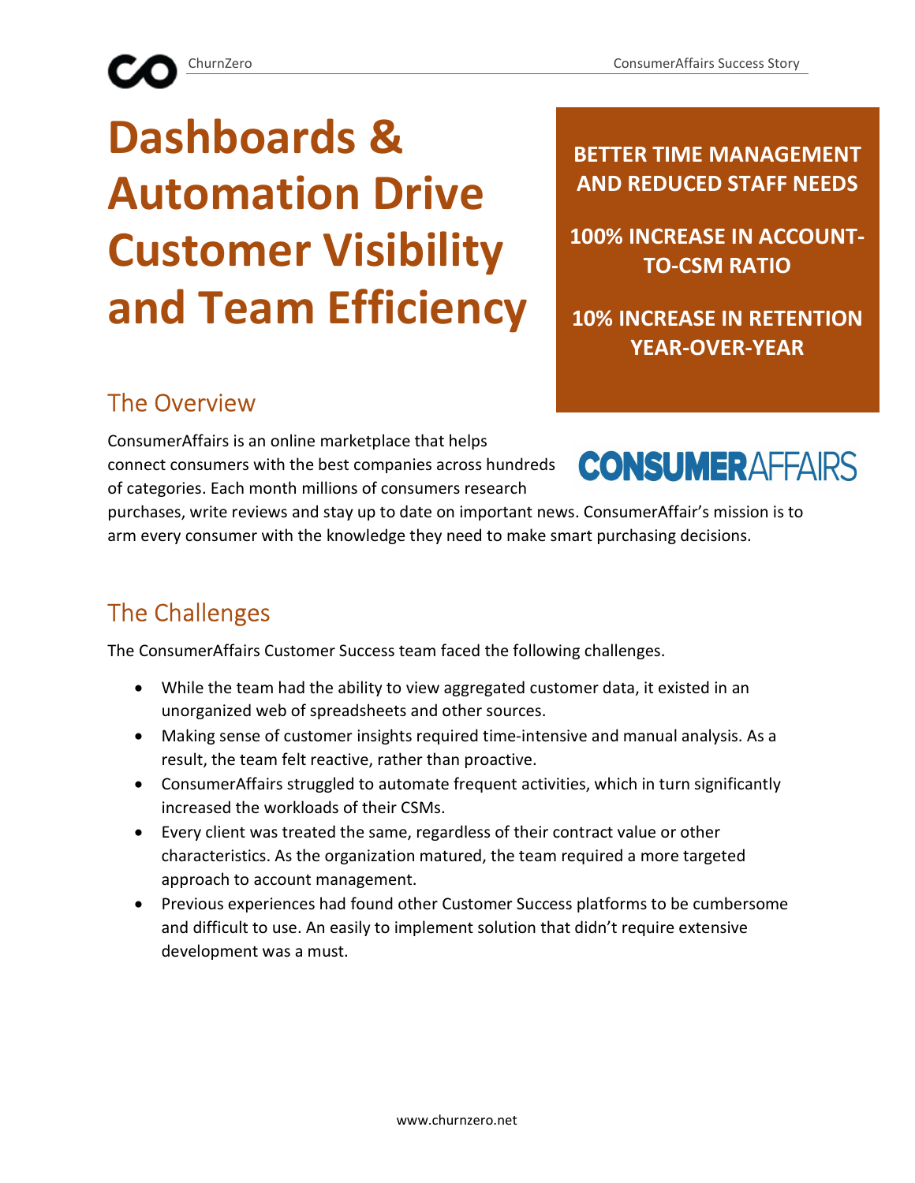# Dashboards & Automation Drive Customer Visibility and Team Efficiency

**BETTER TIME MANAGEMENT AND REDUCED STAFF NEEDS**

**100% INCREASE IN ACCOUNT-TO-CSM RATIO**

**10% INCREASE IN RETENTION YEAR-OVER-YEAR**

## The Overview

ConsumerAffairs is an online marketplace that helps connect consumers with the best companies across hundreds of categories. Each month millions of consumers research purchases, write reviews and stay up to date on important news. ConsumerAffair's mission is to arm every consumer with the knowledge they need to make smart purchasing decisions.

## The Challenges

The ConsumerAffairs Customer Success team faced the following challenges.

- While the team had the ability to view aggregated customer data, it existed in an unorganized web of spreadsheets and other sources.
- Making sense of customer insights required time-intensive and manual analysis. As a result, the team felt reactive, rather than proactive.
- ConsumerAffairs struggled to automate frequent activities, which in turn significantly increased the workloads of their CSMs.
- Every client was treated the same, regardless of their contract value or other characteristics. As the organization matured, the team required a more targeted approach to account management.
- Previous experiences had found other Customer Success platforms to be cumbersome and difficult to use. An easily to implement solution that didn't require extensive development was a must.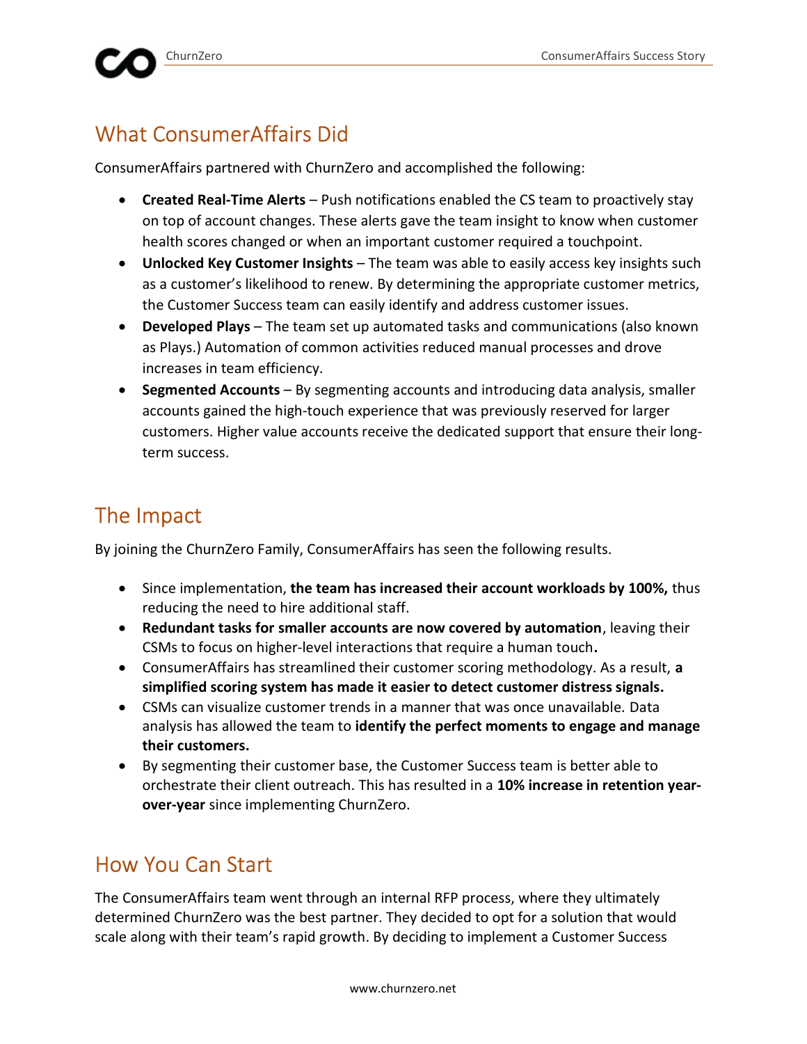## What ConsumerAffairs Did

ConsumerAffairs partnered with ChurnZero and accomplished the following:

- **Created Real-Time Alerts** – Push notifications enabled the CS team to proactively stay on top of account changes. These alerts gave the team insight to know when customer health scores changed or when an important customer required a touchpoint.
- **Unlocked Key Customer Insights** – The team was able to easily access key insights such as a customer's likelihood to renew. By determining the appropriate customer metrics, the Customer Success team can easily identify and address customer issues.
- **Developed Plays** – The team set up automated tasks and communications (also known as Plays.) Automation of common activities reduced manual processes and drove increases in team efficiency.
- **Segmented Accounts** – By segmenting accounts and introducing data analysis, smaller accounts gained the high-touch experience that was previously reserved for larger customers. Higher value accounts receive the dedicated support that ensure their long-term success.

## The Impact

By joining the ChurnZero Family, ConsumerAffairs has seen the following results.

- Since implementation, **the team has increased their account workloads by 100%,** thus reducing the need to hire additional staff.
- **Redundant tasks for smaller accounts are now covered by automation**, leaving their CSMs to focus on higher-level interactions that require a human touch**.**
- ConsumerAffairs has streamlined their customer scoring methodology. As a result, **a simplified scoring system has made it easier to detect customer distress signals.**
- CSMs can visualize customer trends in a manner that was once unavailable. Data analysis has allowed the team to **identify the perfect moments to engage and manage their customers.**
- By segmenting their customer base, the Customer Success team is better able to orchestrate their client outreach. This has resulted in a **10% increase in retention year-over-year** since implementing ChurnZero.

## How You Can Start

The ConsumerAffairs team went through an internal RFP process, where they ultimately determined ChurnZero was the best partner. They decided to opt for a solution that would scale along with their team's rapid growth. By deciding to implement a Customer Success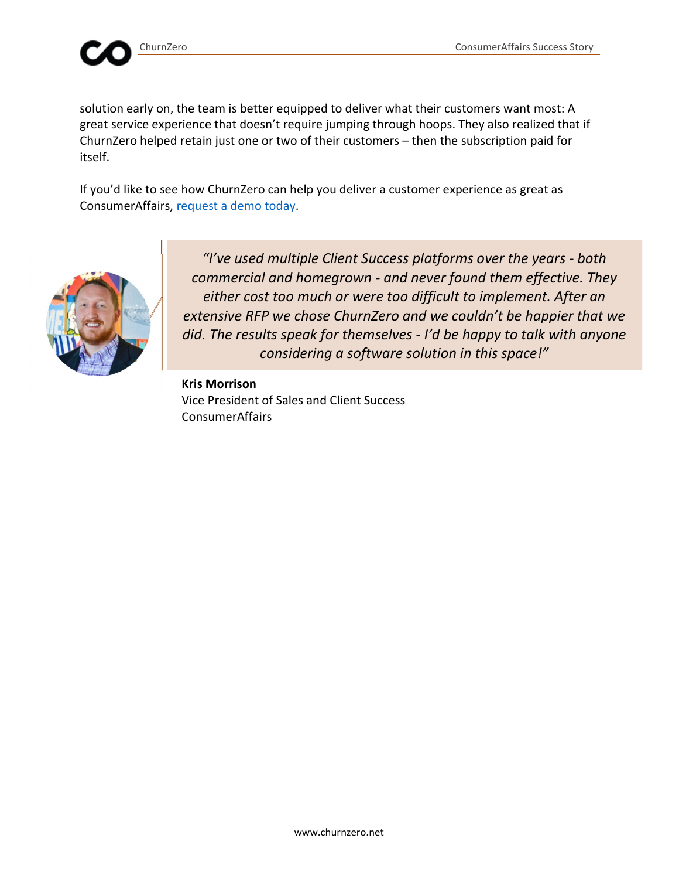solution early on, the team is better equipped to deliver what their customers want most: A great service experience that doesn't require jumping through hoops. They also realized that if ChurnZero helped retain just one or two of their customers – then the subscription paid for itself.

If you'd like to see how ChurnZero can help you deliver a customer experience as great as ConsumerAffairs, request a demo today.

> *"I've used multiple Client Success platforms over the years - both commercial and homegrown - and never found them effective. They either cost too much or were too difficult to implement. After an extensive RFP we chose ChurnZero and we couldn't be happier that we did. The results speak for themselves - I'd be happy to talk with anyone considering a software solution in this space!"*

**Kris Morrison**
Vice President of Sales and Client Success
ConsumerAffairs

www.churnzero.net